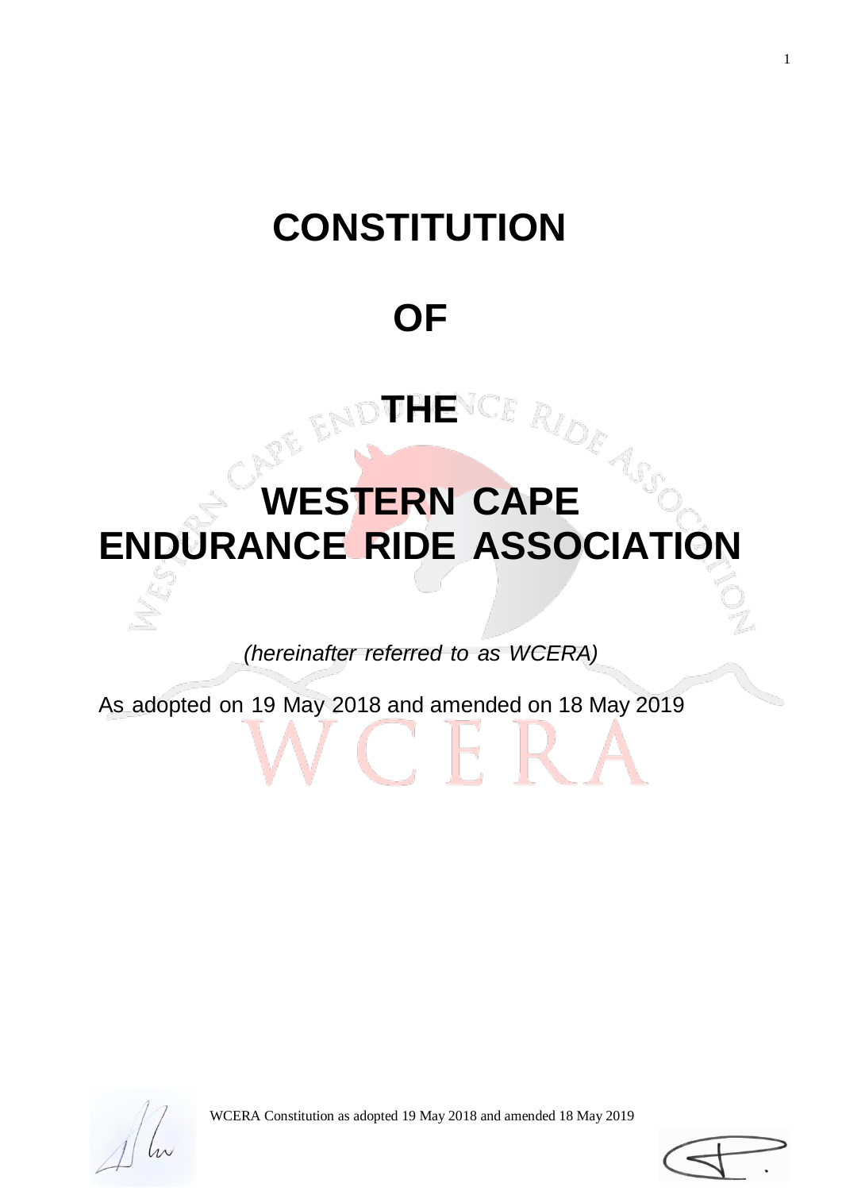# CONSTITUTION

# OF

# THE

# WESTERN CAPE ENDURANCE RIDE ASSOCIATION

*(hereinafter referred to as WCERA)*

As adopted on 19 May 2018 and amended on 18 May 2019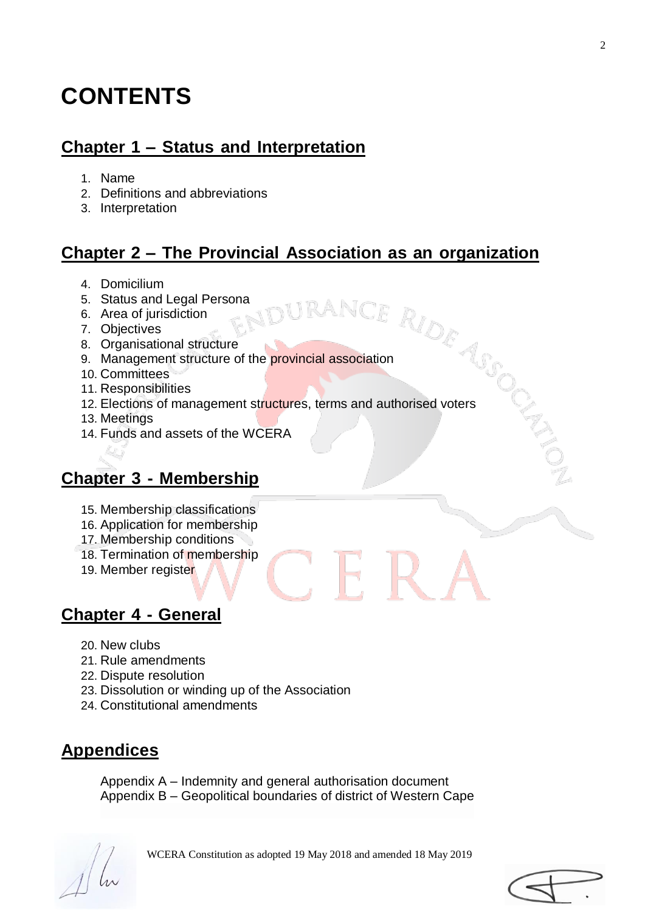# CONTENTS

## Chapter 1 – Status and Interpretation

1. Name
2. Definitions and abbreviations
3. Interpretation

## Chapter 2 – The Provincial Association as an organization

4. Domicilium
5. Status and Legal Persona
6. Area of jurisdiction
7. Objectives
8. Organisational structure
9. Management structure of the provincial association
10. Committees
11. Responsibilities
12. Elections of management structures, terms and authorised voters
13. Meetings
14. Funds and assets of the WCERA

## Chapter 3 - Membership

15. Membership classifications
16. Application for membership
17. Membership conditions
18. Termination of membership
19. Member register

## Chapter 4 - General

20. New clubs
21. Rule amendments
22. Dispute resolution
23. Dissolution or winding up of the Association
24. Constitutional amendments

## Appendices

Appendix A – Indemnity and general authorisation document
Appendix B – Geopolitical boundaries of district of Western Cape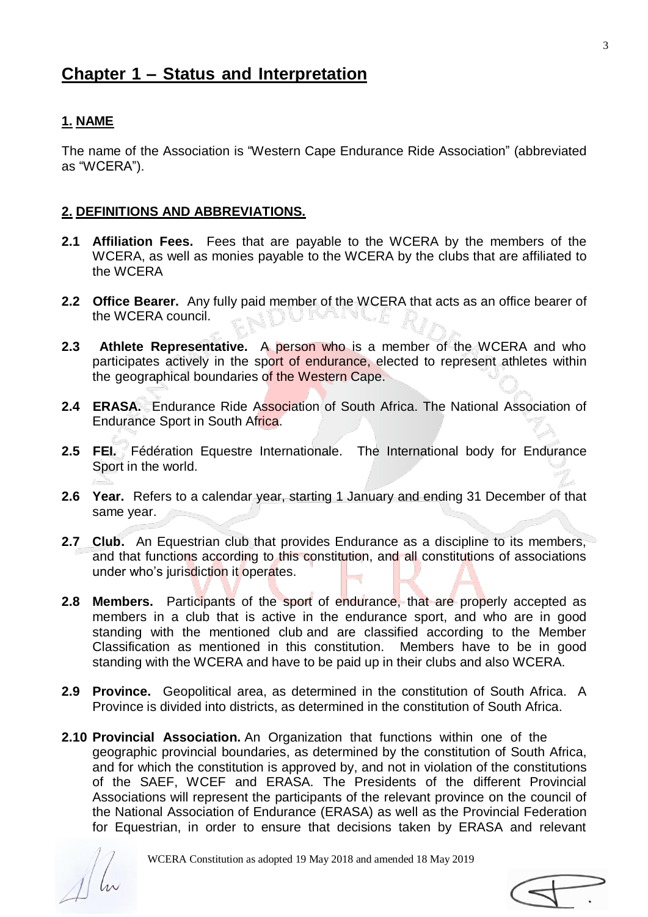# Chapter 1 – Status and Interpretation

## 1. NAME

The name of the Association is "Western Cape Endurance Ride Association" (abbreviated as "WCERA").

## 2. DEFINITIONS AND ABBREVIATIONS.

**2.1 Affiliation Fees.** Fees that are payable to the WCERA by the members of the WCERA, as well as monies payable to the WCERA by the clubs that are affiliated to the WCERA

**2.2 Office Bearer.** Any fully paid member of the WCERA that acts as an office bearer of the WCERA council.

**2.3 Athlete Representative.** A person who is a member of the WCERA and who participates actively in the sport of endurance, elected to represent athletes within the geographical boundaries of the Western Cape.

**2.4 ERASA.** Endurance Ride Association of South Africa. The National Association of Endurance Sport in South Africa.

**2.5 FEI.** Fédération Equestre Internationale. The International body for Endurance Sport in the world.

**2.6 Year.** Refers to a calendar year, starting 1 January and ending 31 December of that same year.

**2.7 Club.** An Equestrian club that provides Endurance as a discipline to its members, and that functions according to this constitution, and all constitutions of associations under who's jurisdiction it operates.

**2.8 Members.** Participants of the sport of endurance, that are properly accepted as members in a club that is active in the endurance sport, and who are in good standing with the mentioned club and are classified according to the Member Classification as mentioned in this constitution. Members have to be in good standing with the WCERA and have to be paid up in their clubs and also WCERA.

**2.9 Province.** Geopolitical area, as determined in the constitution of South Africa. A Province is divided into districts, as determined in the constitution of South Africa.

**2.10 Provincial Association.** An Organization that functions within one of the geographic provincial boundaries, as determined by the constitution of South Africa, and for which the constitution is approved by, and not in violation of the constitutions of the SAEF, WCEF and ERASA. The Presidents of the different Provincial Associations will represent the participants of the relevant province on the council of the National Association of Endurance (ERASA) as well as the Provincial Federation for Equestrian, in order to ensure that decisions taken by ERASA and relevant

WCERA Constitution as adopted 19 May 2018 and amended 18 May 2019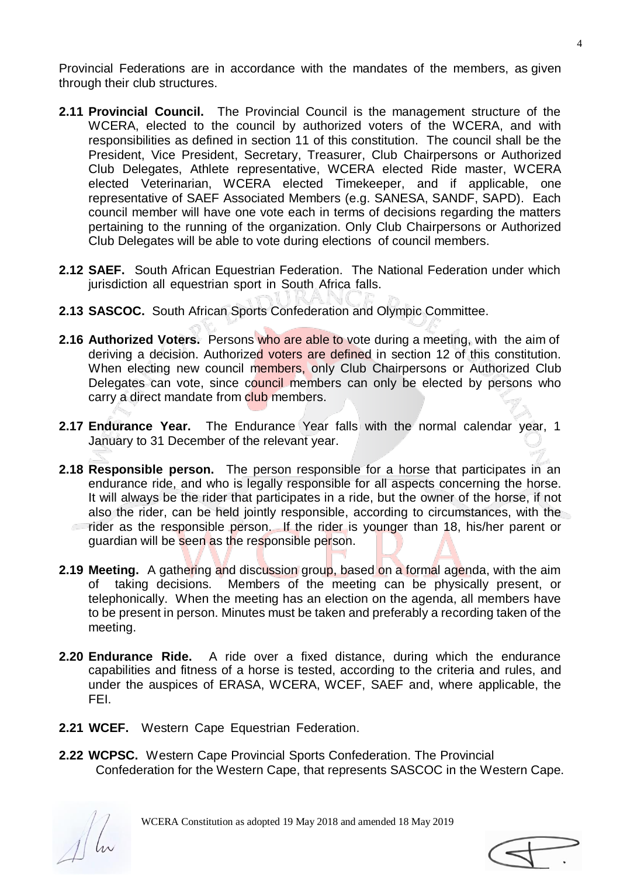Provincial Federations are in accordance with the mandates of the members, as given through their club structures.

**2.11 Provincial Council.** The Provincial Council is the management structure of the WCERA, elected to the council by authorized voters of the WCERA, and with responsibilities as defined in section 11 of this constitution. The council shall be the President, Vice President, Secretary, Treasurer, Club Chairpersons or Authorized Club Delegates, Athlete representative, WCERA elected Ride master, WCERA elected Veterinarian, WCERA elected Timekeeper, and if applicable, one representative of SAEF Associated Members (e.g. SANESA, SANDF, SAPD). Each council member will have one vote each in terms of decisions regarding the matters pertaining to the running of the organization. Only Club Chairpersons or Authorized Club Delegates will be able to vote during elections of council members.

**2.12 SAEF.** South African Equestrian Federation. The National Federation under which jurisdiction all equestrian sport in South Africa falls.

**2.13 SASCOC.** South African Sports Confederation and Olympic Committee.

**2.16 Authorized Voters.** Persons who are able to vote during a meeting, with the aim of deriving a decision. Authorized voters are defined in section 12 of this constitution. When electing new council members, only Club Chairpersons or Authorized Club Delegates can vote, since council members can only be elected by persons who carry a direct mandate from club members.

**2.17 Endurance Year.** The Endurance Year falls with the normal calendar year, 1 January to 31 December of the relevant year.

**2.18 Responsible person.** The person responsible for a horse that participates in an endurance ride, and who is legally responsible for all aspects concerning the horse. It will always be the rider that participates in a ride, but the owner of the horse, if not also the rider, can be held jointly responsible, according to circumstances, with the rider as the responsible person. If the rider is younger than 18, his/her parent or guardian will be seen as the responsible person.

**2.19 Meeting.** A gathering and discussion group, based on a formal agenda, with the aim of taking decisions. Members of the meeting can be physically present, or telephonically. When the meeting has an election on the agenda, all members have to be present in person. Minutes must be taken and preferably a recording taken of the meeting.

**2.20 Endurance Ride.** A ride over a fixed distance, during which the endurance capabilities and fitness of a horse is tested, according to the criteria and rules, and under the auspices of ERASA, WCERA, WCEF, SAEF and, where applicable, the FEI.

**2.21 WCEF.** Western Cape Equestrian Federation.

**2.22 WCPSC.** Western Cape Provincial Sports Confederation. The Provincial Confederation for the Western Cape, that represents SASCOC in the Western Cape.

WCERA Constitution as adopted 19 May 2018 and amended 18 May 2019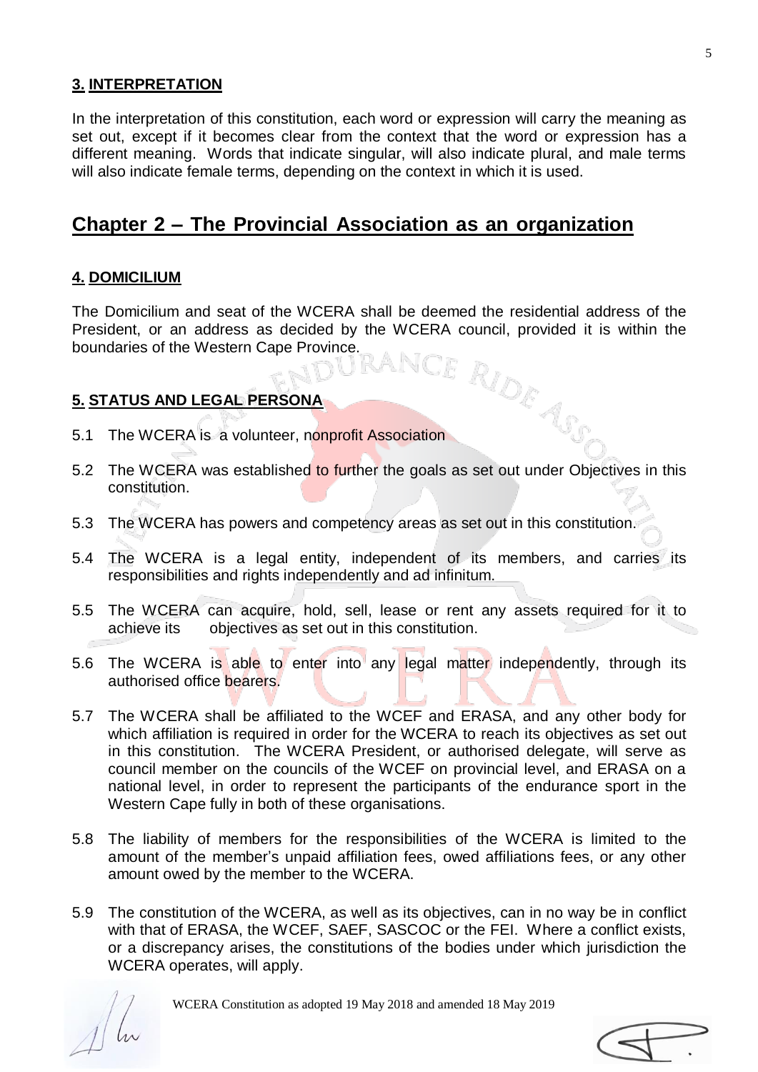### 3. INTERPRETATION

In the interpretation of this constitution, each word or expression will carry the meaning as set out, except if it becomes clear from the context that the word or expression has a different meaning. Words that indicate singular, will also indicate plural, and male terms will also indicate female terms, depending on the context in which it is used.

## Chapter 2 – The Provincial Association as an organization

### 4. DOMICILIUM

The Domicilium and seat of the WCERA shall be deemed the residential address of the President, or an address as decided by the WCERA council, provided it is within the boundaries of the Western Cape Province.

### 5. STATUS AND LEGAL PERSONA

5.1 The WCERA is a volunteer, nonprofit Association

5.2 The WCERA was established to further the goals as set out under Objectives in this constitution.

5.3 The WCERA has powers and competency areas as set out in this constitution.

5.4 The WCERA is a legal entity, independent of its members, and carries its responsibilities and rights independently and ad infinitum.

5.5 The WCERA can acquire, hold, sell, lease or rent any assets required for it to achieve its objectives as set out in this constitution.

5.6 The WCERA is able to enter into any legal matter independently, through its authorised office bearers.

5.7 The WCERA shall be affiliated to the WCEF and ERASA, and any other body for which affiliation is required in order for the WCERA to reach its objectives as set out in this constitution. The WCERA President, or authorised delegate, will serve as council member on the councils of the WCEF on provincial level, and ERASA on a national level, in order to represent the participants of the endurance sport in the Western Cape fully in both of these organisations.

5.8 The liability of members for the responsibilities of the WCERA is limited to the amount of the member's unpaid affiliation fees, owed affiliations fees, or any other amount owed by the member to the WCERA.

5.9 The constitution of the WCERA, as well as its objectives, can in no way be in conflict with that of ERASA, the WCEF, SAEF, SASCOC or the FEI. Where a conflict exists, or a discrepancy arises, the constitutions of the bodies under which jurisdiction the WCERA operates, will apply.

WCERA Constitution as adopted 19 May 2018 and amended 18 May 2019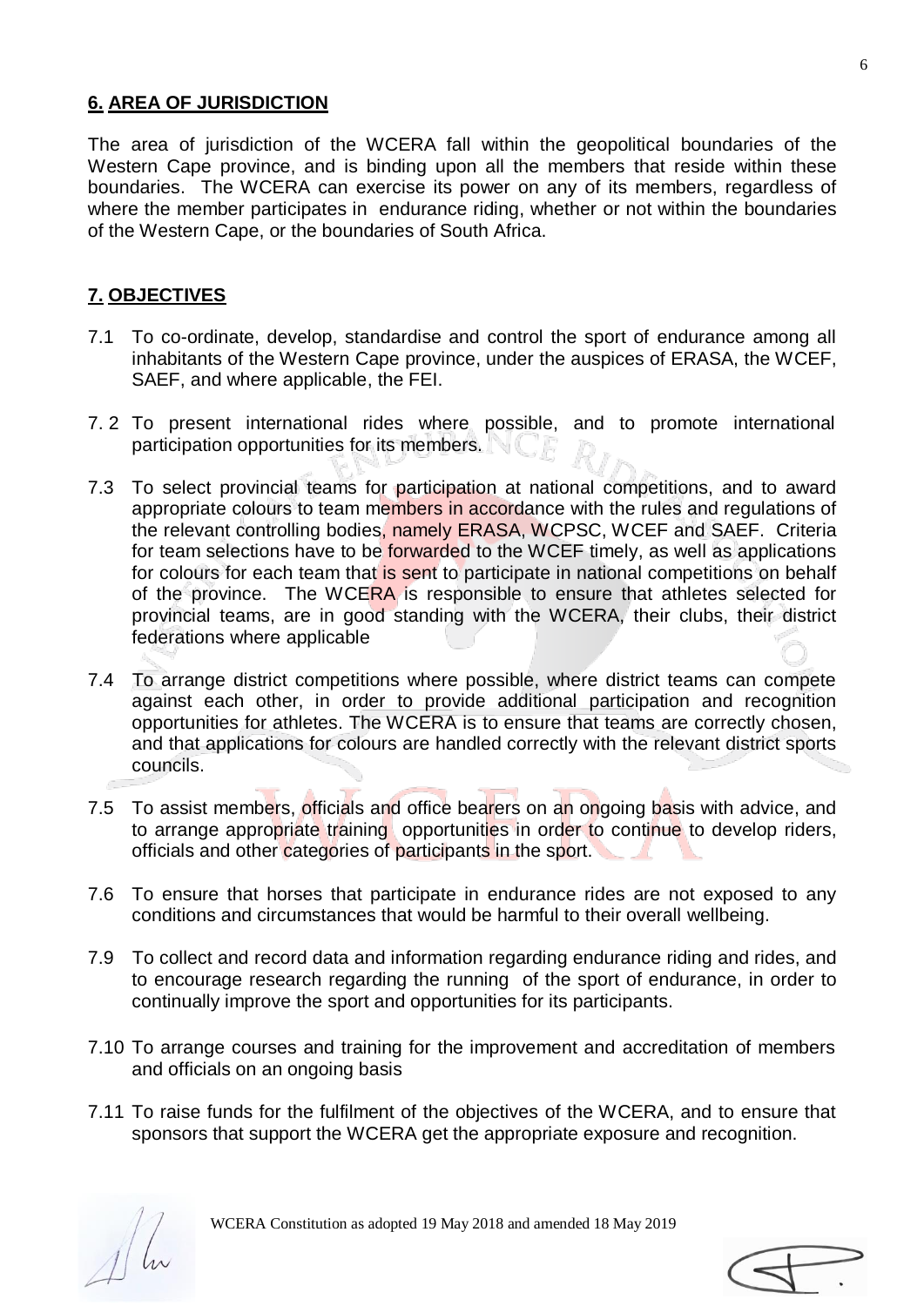## **6. AREA OF JURISDICTION**

The area of jurisdiction of the WCERA fall within the geopolitical boundaries of the Western Cape province, and is binding upon all the members that reside within these boundaries. The WCERA can exercise its power on any of its members, regardless of where the member participates in endurance riding, whether or not within the boundaries of the Western Cape, or the boundaries of South Africa.

## **7. OBJECTIVES**

7.1 To co-ordinate, develop, standardise and control the sport of endurance among all inhabitants of the Western Cape province, under the auspices of ERASA, the WCEF, SAEF, and where applicable, the FEI.

7. 2 To present international rides where possible, and to promote international participation opportunities for its members.

7.3 To select provincial teams for participation at national competitions, and to award appropriate colours to team members in accordance with the rules and regulations of the relevant controlling bodies, namely ERASA, WCPSC, WCEF and SAEF. Criteria for team selections have to be forwarded to the WCEF timely, as well as applications for colours for each team that is sent to participate in national competitions on behalf of the province. The WCERA is responsible to ensure that athletes selected for provincial teams, are in good standing with the WCERA, their clubs, their district federations where applicable

7.4 To arrange district competitions where possible, where district teams can compete against each other, in order to provide additional participation and recognition opportunities for athletes. The WCERA is to ensure that teams are correctly chosen, and that applications for colours are handled correctly with the relevant district sports councils.

7.5 To assist members, officials and office bearers on an ongoing basis with advice, and to arrange appropriate training opportunities in order to continue to develop riders, officials and other categories of participants in the sport.

7.6 To ensure that horses that participate in endurance rides are not exposed to any conditions and circumstances that would be harmful to their overall wellbeing.

7.9 To collect and record data and information regarding endurance riding and rides, and to encourage research regarding the running of the sport of endurance, in order to continually improve the sport and opportunities for its participants.

7.10 To arrange courses and training for the improvement and accreditation of members and officials on an ongoing basis

7.11 To raise funds for the fulfilment of the objectives of the WCERA, and to ensure that sponsors that support the WCERA get the appropriate exposure and recognition.

WCERA Constitution as adopted 19 May 2018 and amended 18 May 2019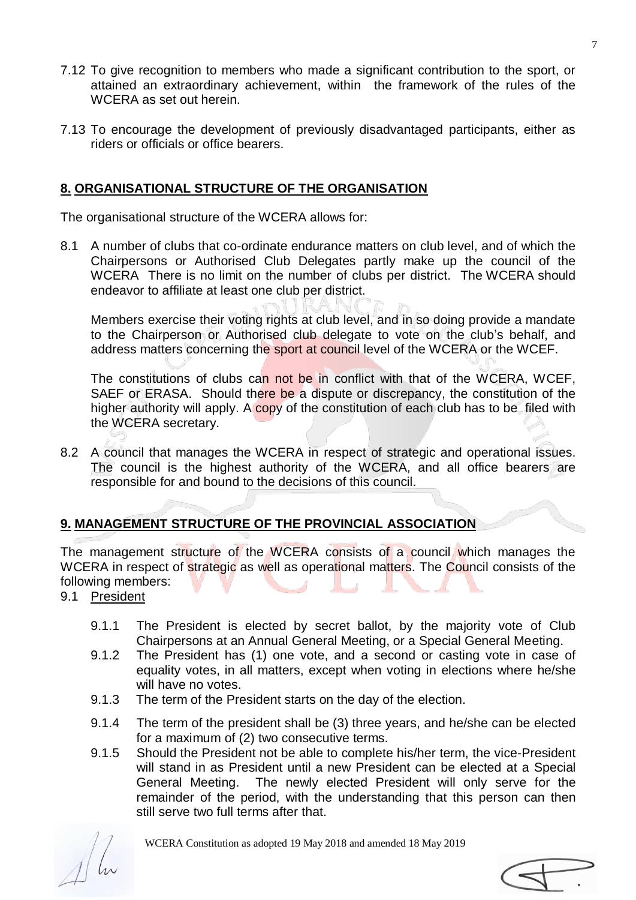7.12 To give recognition to members who made a significant contribution to the sport, or attained an extraordinary achievement, within the framework of the rules of the WCERA as set out herein.

7.13 To encourage the development of previously disadvantaged participants, either as riders or officials or office bearers.

## 8. ORGANISATIONAL STRUCTURE OF THE ORGANISATION

The organisational structure of the WCERA allows for:

8.1 A number of clubs that co-ordinate endurance matters on club level, and of which the Chairpersons or Authorised Club Delegates partly make up the council of the WCERA There is no limit on the number of clubs per district. The WCERA should endeavor to affiliate at least one club per district.

Members exercise their voting rights at club level, and in so doing provide a mandate to the Chairperson or Authorised club delegate to vote on the club's behalf, and address matters concerning the sport at council level of the WCERA or the WCEF.

The constitutions of clubs can not be in conflict with that of the WCERA, WCEF, SAEF or ERASA. Should there be a dispute or discrepancy, the constitution of the higher authority will apply. A copy of the constitution of each club has to be filed with the WCERA secretary.

8.2 A council that manages the WCERA in respect of strategic and operational issues. The council is the highest authority of the WCERA, and all office bearers are responsible for and bound to the decisions of this council.

## 9. MANAGEMENT STRUCTURE OF THE PROVINCIAL ASSOCIATION

The management structure of the WCERA consists of a council which manages the WCERA in respect of strategic as well as operational matters. The Council consists of the following members:

9.1 President

9.1.1 The President is elected by secret ballot, by the majority vote of Club Chairpersons at an Annual General Meeting, or a Special General Meeting.

9.1.2 The President has (1) one vote, and a second or casting vote in case of equality votes, in all matters, except when voting in elections where he/she will have no votes.

9.1.3 The term of the President starts on the day of the election.

9.1.4 The term of the president shall be (3) three years, and he/she can be elected for a maximum of (2) two consecutive terms.

9.1.5 Should the President not be able to complete his/her term, the vice-President will stand in as President until a new President can be elected at a Special General Meeting. The newly elected President will only serve for the remainder of the period, with the understanding that this person can then still serve two full terms after that.

WCERA Constitution as adopted 19 May 2018 and amended 18 May 2019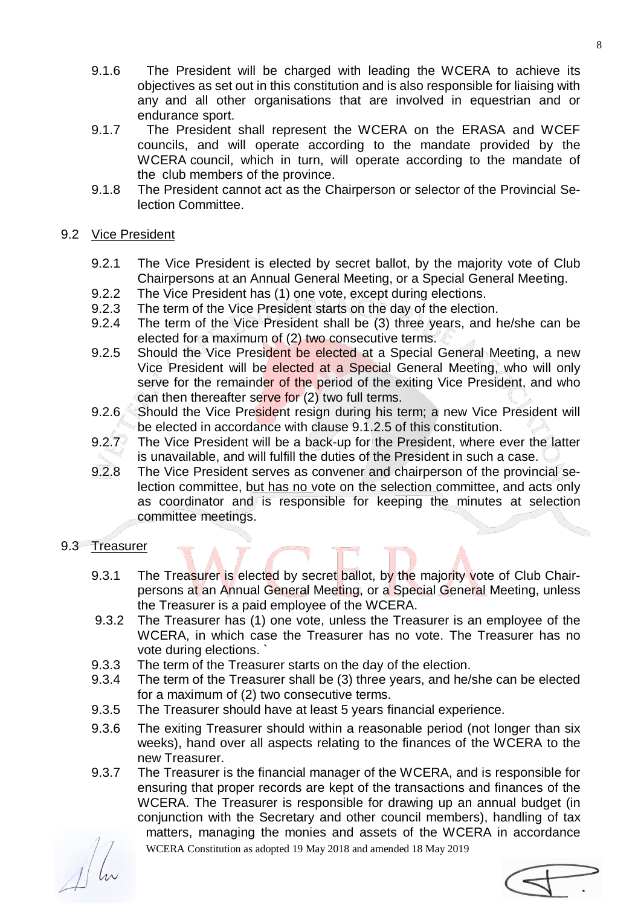9.1.6 The President will be charged with leading the WCERA to achieve its objectives as set out in this constitution and is also responsible for liaising with any and all other organisations that are involved in equestrian and or endurance sport.

9.1.7 The President shall represent the WCERA on the ERASA and WCEF councils, and will operate according to the mandate provided by the WCERA council, which in turn, will operate according to the mandate of the club members of the province.

9.1.8 The President cannot act as the Chairperson or selector of the Provincial Selection Committee.

9.2 Vice President

9.2.1 The Vice President is elected by secret ballot, by the majority vote of Club Chairpersons at an Annual General Meeting, or a Special General Meeting.

9.2.2 The Vice President has (1) one vote, except during elections.

9.2.3 The term of the Vice President starts on the day of the election.

9.2.4 The term of the Vice President shall be (3) three years, and he/she can be elected for a maximum of (2) two consecutive terms.

9.2.5 Should the Vice President be elected at a Special General Meeting, a new Vice President will be elected at a Special General Meeting, who will only serve for the remainder of the period of the exiting Vice President, and who can then thereafter serve for (2) two full terms.

9.2.6 Should the Vice President resign during his term; a new Vice President will be elected in accordance with clause 9.1.2.5 of this constitution.

9.2.7 The Vice President will be a back-up for the President, where ever the latter is unavailable, and will fulfill the duties of the President in such a case.

9.2.8 The Vice President serves as convener and chairperson of the provincial selection committee, but has no vote on the selection committee, and acts only as coordinator and is responsible for keeping the minutes at selection committee meetings.

9.3 Treasurer

9.3.1 The Treasurer is elected by secret ballot, by the majority vote of Club Chairpersons at an Annual General Meeting, or a Special General Meeting, unless the Treasurer is a paid employee of the WCERA.

9.3.2 The Treasurer has (1) one vote, unless the Treasurer is an employee of the WCERA, in which case the Treasurer has no vote. The Treasurer has no vote during elections. `

9.3.3 The term of the Treasurer starts on the day of the election.

9.3.4 The term of the Treasurer shall be (3) three years, and he/she can be elected for a maximum of (2) two consecutive terms.

9.3.5 The Treasurer should have at least 5 years financial experience.

9.3.6 The exiting Treasurer should within a reasonable period (not longer than six weeks), hand over all aspects relating to the finances of the WCERA to the new Treasurer.

9.3.7 The Treasurer is the financial manager of the WCERA, and is responsible for ensuring that proper records are kept of the transactions and finances of the WCERA. The Treasurer is responsible for drawing up an annual budget (in conjunction with the Secretary and other council members), handling of tax matters, managing the monies and assets of the WCERA in accordance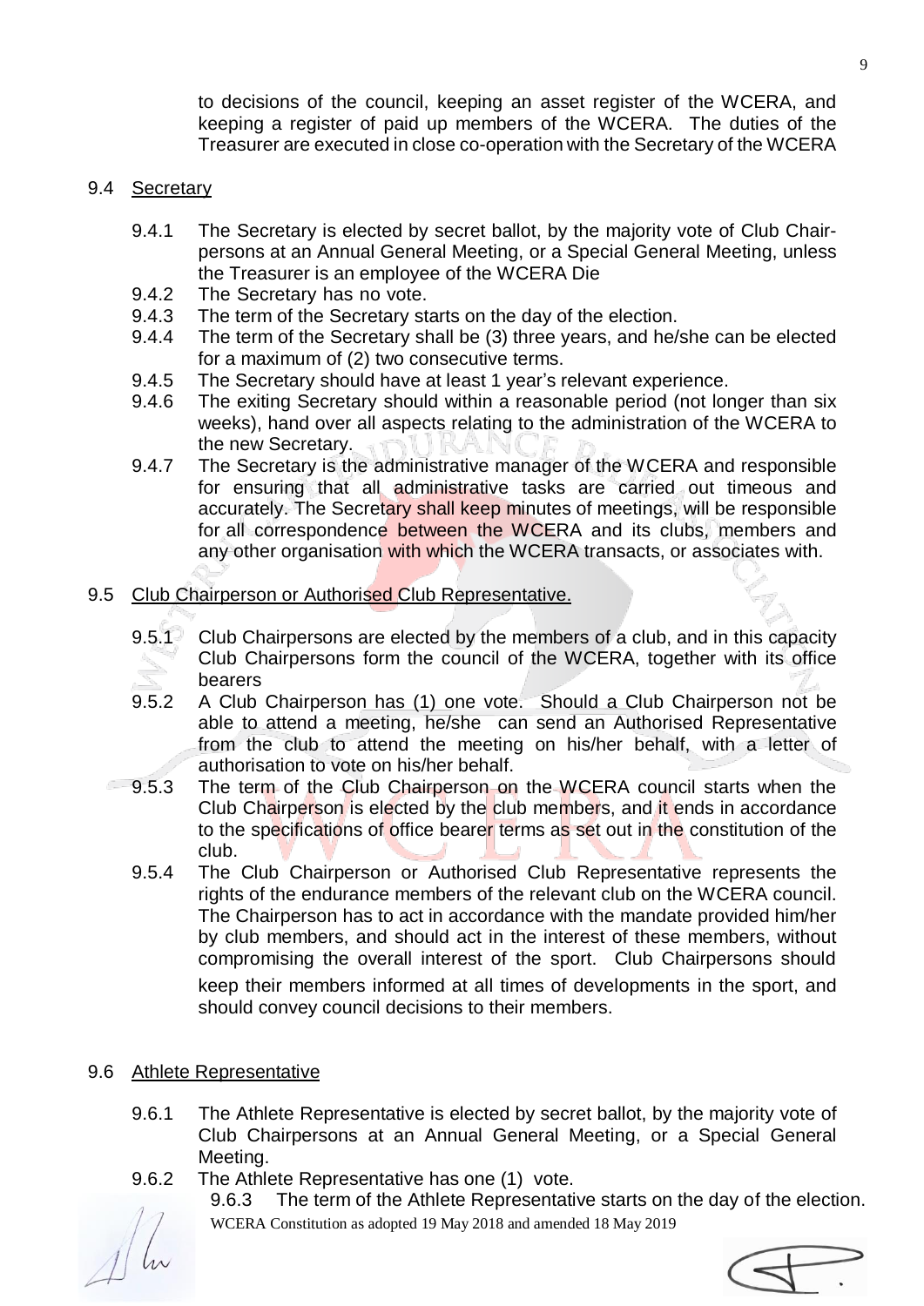to decisions of the council, keeping an asset register of the WCERA, and keeping a register of paid up members of the WCERA. The duties of the Treasurer are executed in close co-operation with the Secretary of the WCERA

9.4 Secretary

9.4.1 The Secretary is elected by secret ballot, by the majority vote of Club Chairpersons at an Annual General Meeting, or a Special General Meeting, unless the Treasurer is an employee of the WCERA Die

9.4.2 The Secretary has no vote.

9.4.3 The term of the Secretary starts on the day of the election.

9.4.4 The term of the Secretary shall be (3) three years, and he/she can be elected for a maximum of (2) two consecutive terms.

9.4.5 The Secretary should have at least 1 year's relevant experience.

9.4.6 The exiting Secretary should within a reasonable period (not longer than six weeks), hand over all aspects relating to the administration of the WCERA to the new Secretary.

9.4.7 The Secretary is the administrative manager of the WCERA and responsible for ensuring that all administrative tasks are carried out timeous and accurately. The Secretary shall keep minutes of meetings, will be responsible for all correspondence between the WCERA and its clubs, members and any other organisation with which the WCERA transacts, or associates with.

9.5 Club Chairperson or Authorised Club Representative.

9.5.1 Club Chairpersons are elected by the members of a club, and in this capacity Club Chairpersons form the council of the WCERA, together with its office bearers

9.5.2 A Club Chairperson has (1) one vote. Should a Club Chairperson not be able to attend a meeting, he/she can send an Authorised Representative from the club to attend the meeting on his/her behalf, with a letter of authorisation to vote on his/her behalf.

9.5.3 The term of the Club Chairperson on the WCERA council starts when the Club Chairperson is elected by the club members, and it ends in accordance to the specifications of office bearer terms as set out in the constitution of the club.

9.5.4 The Club Chairperson or Authorised Club Representative represents the rights of the endurance members of the relevant club on the WCERA council. The Chairperson has to act in accordance with the mandate provided him/her by club members, and should act in the interest of these members, without compromising the overall interest of the sport. Club Chairpersons should keep their members informed at all times of developments in the sport, and should convey council decisions to their members.

9.6 Athlete Representative

9.6.1 The Athlete Representative is elected by secret ballot, by the majority vote of Club Chairpersons at an Annual General Meeting, or a Special General Meeting.

9.6.2 The Athlete Representative has one (1) vote.

9.6.3 The term of the Athlete Representative starts on the day of the election.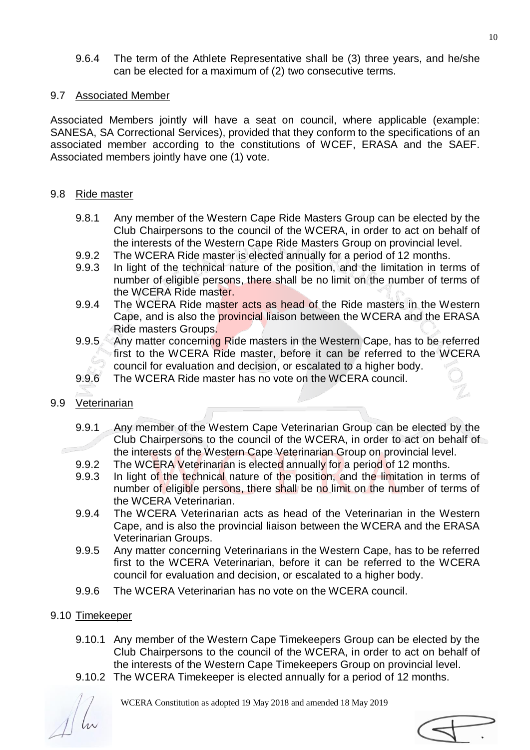9.6.4 The term of the Athlete Representative shall be (3) three years, and he/she can be elected for a maximum of (2) two consecutive terms.

9.7 Associated Member

Associated Members jointly will have a seat on council, where applicable (example: SANESA, SA Correctional Services), provided that they conform to the specifications of an associated member according to the constitutions of WCEF, ERASA and the SAEF. Associated members jointly have one (1) vote.

9.8 Ride master

9.8.1 Any member of the Western Cape Ride Masters Group can be elected by the Club Chairpersons to the council of the WCERA, in order to act on behalf of the interests of the Western Cape Ride Masters Group on provincial level.

9.9.2 The WCERA Ride master is elected annually for a period of 12 months.

9.9.3 In light of the technical nature of the position, and the limitation in terms of number of eligible persons, there shall be no limit on the number of terms of the WCERA Ride master.

9.9.4 The WCERA Ride master acts as head of the Ride masters in the Western Cape, and is also the provincial liaison between the WCERA and the ERASA Ride masters Groups.

9.9.5 Any matter concerning Ride masters in the Western Cape, has to be referred first to the WCERA Ride master, before it can be referred to the WCERA council for evaluation and decision, or escalated to a higher body.

9.9.6 The WCERA Ride master has no vote on the WCERA council.

9.9 Veterinarian

9.9.1 Any member of the Western Cape Veterinarian Group can be elected by the Club Chairpersons to the council of the WCERA, in order to act on behalf of the interests of the Western Cape Veterinarian Group on provincial level.

9.9.2 The WCERA Veterinarian is elected annually for a period of 12 months.

9.9.3 In light of the technical nature of the position, and the limitation in terms of number of eligible persons, there shall be no limit on the number of terms of the WCERA Veterinarian.

9.9.4 The WCERA Veterinarian acts as head of the Veterinarian in the Western Cape, and is also the provincial liaison between the WCERA and the ERASA Veterinarian Groups.

9.9.5 Any matter concerning Veterinarians in the Western Cape, has to be referred first to the WCERA Veterinarian, before it can be referred to the WCERA council for evaluation and decision, or escalated to a higher body.

9.9.6 The WCERA Veterinarian has no vote on the WCERA council.

9.10 Timekeeper

9.10.1 Any member of the Western Cape Timekeepers Group can be elected by the Club Chairpersons to the council of the WCERA, in order to act on behalf of the interests of the Western Cape Timekeepers Group on provincial level.

9.10.2 The WCERA Timekeeper is elected annually for a period of 12 months.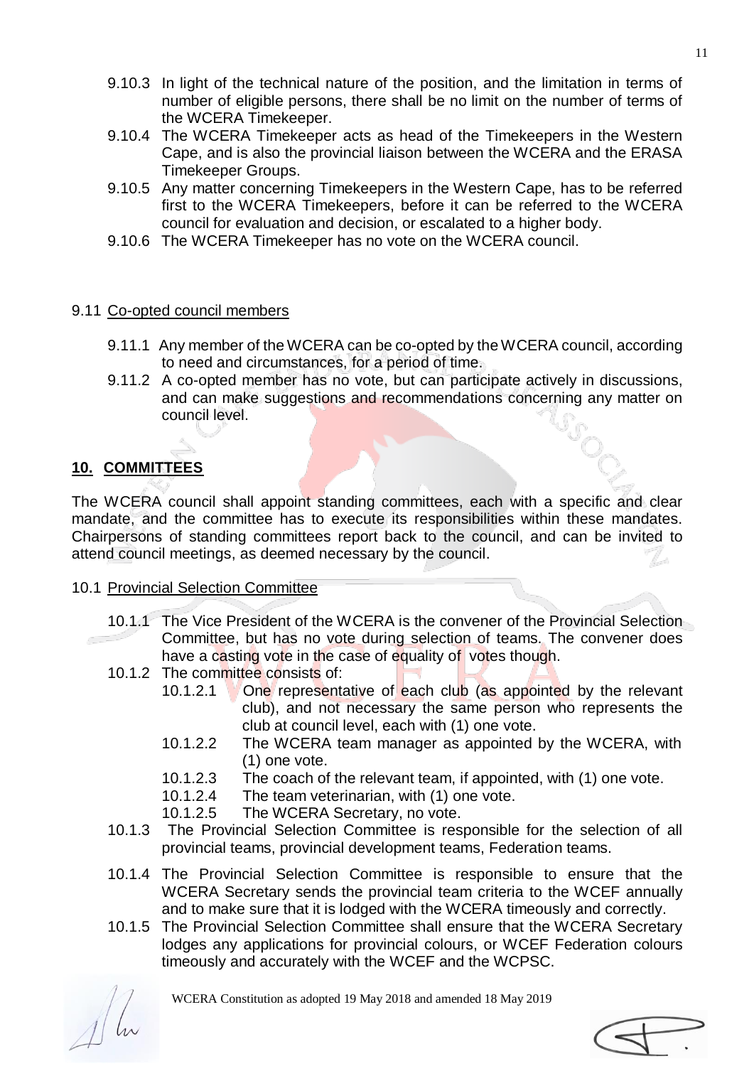9.10.3 In light of the technical nature of the position, and the limitation in terms of number of eligible persons, there shall be no limit on the number of terms of the WCERA Timekeeper.

9.10.4 The WCERA Timekeeper acts as head of the Timekeepers in the Western Cape, and is also the provincial liaison between the WCERA and the ERASA Timekeeper Groups.

9.10.5 Any matter concerning Timekeepers in the Western Cape, has to be referred first to the WCERA Timekeepers, before it can be referred to the WCERA council for evaluation and decision, or escalated to a higher body.

9.10.6 The WCERA Timekeeper has no vote on the WCERA council.

9.11 <u>Co-opted council members</u>

9.11.1 Any member of the WCERA can be co-opted by the WCERA council, according to need and circumstances, for a period of time.

9.11.2 A co-opted member has no vote, but can participate actively in discussions, and can make suggestions and recommendations concerning any matter on council level.

## 10. COMMITTEES

The WCERA council shall appoint standing committees, each with a specific and clear mandate, and the committee has to execute its responsibilities within these mandates. Chairpersons of standing committees report back to the council, and can be invited to attend council meetings, as deemed necessary by the council.

10.1 <u>Provincial Selection Committee</u>

10.1.1 The Vice President of the WCERA is the convener of the Provincial Selection Committee, but has no vote during selection of teams. The convener does have a casting vote in the case of equality of votes though.

10.1.2 The committee consists of:

- 10.1.2.1 One representative of each club (as appointed by the relevant club), and not necessary the same person who represents the club at council level, each with (1) one vote.
- 10.1.2.2 The WCERA team manager as appointed by the WCERA, with (1) one vote.
- 10.1.2.3 The coach of the relevant team, if appointed, with (1) one vote.
- 10.1.2.4 The team veterinarian, with (1) one vote.
- 10.1.2.5 The WCERA Secretary, no vote.

10.1.3 The Provincial Selection Committee is responsible for the selection of all provincial teams, provincial development teams, Federation teams.

10.1.4 The Provincial Selection Committee is responsible to ensure that the WCERA Secretary sends the provincial team criteria to the WCEF annually and to make sure that it is lodged with the WCERA timeously and correctly.

10.1.5 The Provincial Selection Committee shall ensure that the WCERA Secretary lodges any applications for provincial colours, or WCEF Federation colours timeously and accurately with the WCEF and the WCPSC.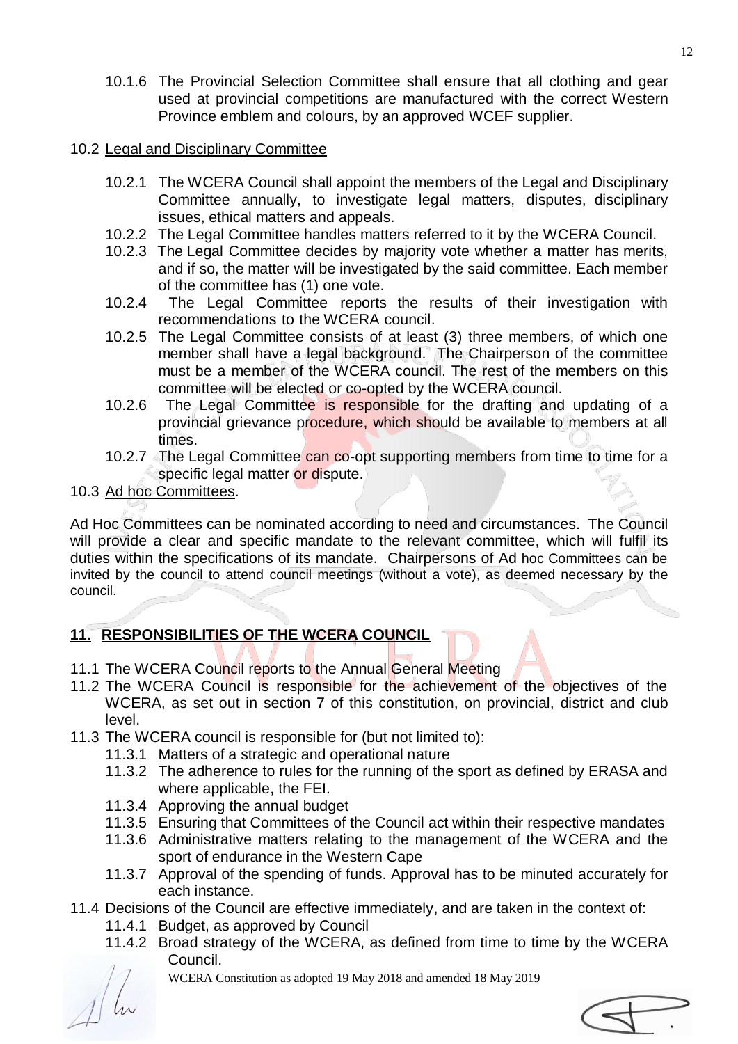10.1.6 The Provincial Selection Committee shall ensure that all clothing and gear used at provincial competitions are manufactured with the correct Western Province emblem and colours, by an approved WCEF supplier.

10.2 Legal and Disciplinary Committee

10.2.1 The WCERA Council shall appoint the members of the Legal and Disciplinary Committee annually, to investigate legal matters, disputes, disciplinary issues, ethical matters and appeals.
10.2.2 The Legal Committee handles matters referred to it by the WCERA Council.
10.2.3 The Legal Committee decides by majority vote whether a matter has merits, and if so, the matter will be investigated by the said committee. Each member of the committee has (1) one vote.
10.2.4 The Legal Committee reports the results of their investigation with recommendations to the WCERA council.
10.2.5 The Legal Committee consists of at least (3) three members, of which one member shall have a legal background. The Chairperson of the committee must be a member of the WCERA council. The rest of the members on this committee will be elected or co-opted by the WCERA council.
10.2.6 The Legal Committee is responsible for the drafting and updating of a provincial grievance procedure, which should be available to members at all times.
10.2.7 The Legal Committee can co-opt supporting members from time to time for a specific legal matter or dispute.

10.3 Ad hoc Committees.

Ad Hoc Committees can be nominated according to need and circumstances. The Council will provide a clear and specific mandate to the relevant committee, which will fulfil its duties within the specifications of its mandate. Chairpersons of Ad hoc Committees can be invited by the council to attend council meetings (without a vote), as deemed necessary by the council.

## 11. RESPONSIBILITIES OF THE WCERA COUNCIL

11.1 The WCERA Council reports to the Annual General Meeting
11.2 The WCERA Council is responsible for the achievement of the objectives of the WCERA, as set out in section 7 of this constitution, on provincial, district and club level.
11.3 The WCERA council is responsible for (but not limited to):
   11.3.1 Matters of a strategic and operational nature
   11.3.2 The adherence to rules for the running of the sport as defined by ERASA and where applicable, the FEI.
   11.3.4 Approving the annual budget
   11.3.5 Ensuring that Committees of the Council act within their respective mandates
   11.3.6 Administrative matters relating to the management of the WCERA and the sport of endurance in the Western Cape
   11.3.7 Approval of the spending of funds. Approval has to be minuted accurately for each instance.
11.4 Decisions of the Council are effective immediately, and are taken in the context of:
   11.4.1 Budget, as approved by Council
   11.4.2 Broad strategy of the WCERA, as defined from time to time by the WCERA Council.

WCERA Constitution as adopted 19 May 2018 and amended 18 May 2019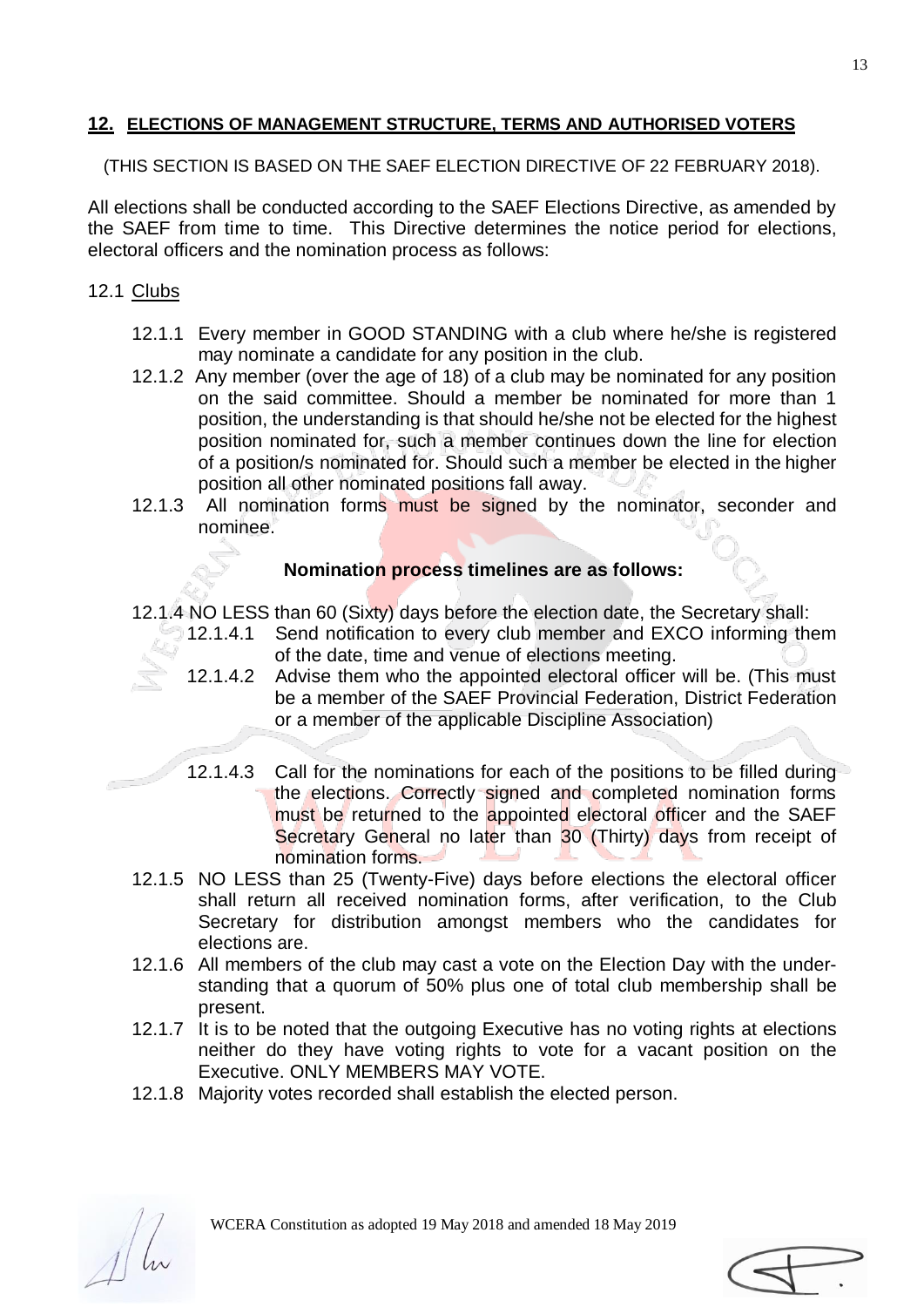## **12. ELECTIONS OF MANAGEMENT STRUCTURE, TERMS AND AUTHORISED VOTERS**

(THIS SECTION IS BASED ON THE SAEF ELECTION DIRECTIVE OF 22 FEBRUARY 2018).

All elections shall be conducted according to the SAEF Elections Directive, as amended by the SAEF from time to time. This Directive determines the notice period for elections, electoral officers and the nomination process as follows:

12.1 Clubs

- 12.1.1 Every member in GOOD STANDING with a club where he/she is registered may nominate a candidate for any position in the club.
- 12.1.2 Any member (over the age of 18) of a club may be nominated for any position on the said committee. Should a member be nominated for more than 1 position, the understanding is that should he/she not be elected for the highest position nominated for, such a member continues down the line for election of a position/s nominated for. Should such a member be elected in the higher position all other nominated positions fall away.
- 12.1.3 All nomination forms must be signed by the nominator, seconder and nominee.

**Nomination process timelines are as follows:**

- 12.1.4 NO LESS than 60 (Sixty) days before the election date, the Secretary shall:
  - 12.1.4.1 Send notification to every club member and EXCO informing them of the date, time and venue of elections meeting.
  - 12.1.4.2 Advise them who the appointed electoral officer will be. (This must be a member of the SAEF Provincial Federation, District Federation or a member of the applicable Discipline Association)
  - 12.1.4.3 Call for the nominations for each of the positions to be filled during the elections. Correctly signed and completed nomination forms must be returned to the appointed electoral officer and the SAEF Secretary General no later than 30 (Thirty) days from receipt of nomination forms.
- 12.1.5 NO LESS than 25 (Twenty-Five) days before elections the electoral officer shall return all received nomination forms, after verification, to the Club Secretary for distribution amongst members who the candidates for elections are.
- 12.1.6 All members of the club may cast a vote on the Election Day with the understanding that a quorum of 50% plus one of total club membership shall be present.
- 12.1.7 It is to be noted that the outgoing Executive has no voting rights at elections neither do they have voting rights to vote for a vacant position on the Executive. ONLY MEMBERS MAY VOTE.
- 12.1.8 Majority votes recorded shall establish the elected person.

WCERA Constitution as adopted 19 May 2018 and amended 18 May 2019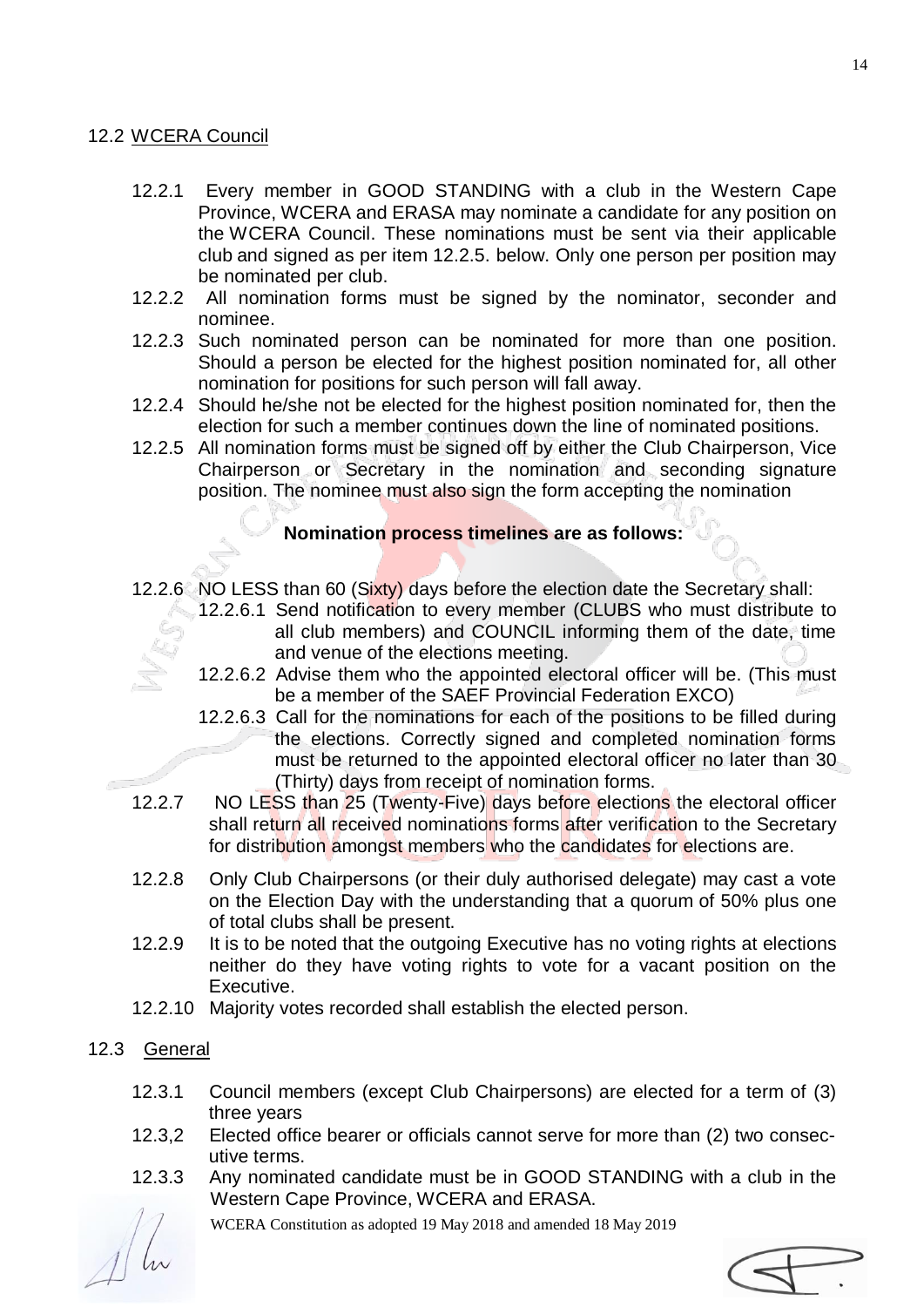## 12.2 WCERA Council

12.2.1 Every member in GOOD STANDING with a club in the Western Cape Province, WCERA and ERASA may nominate a candidate for any position on the WCERA Council. These nominations must be sent via their applicable club and signed as per item 12.2.5. below. Only one person per position may be nominated per club.

12.2.2 All nomination forms must be signed by the nominator, seconder and nominee.

12.2.3 Such nominated person can be nominated for more than one position. Should a person be elected for the highest position nominated for, all other nomination for positions for such person will fall away.

12.2.4 Should he/she not be elected for the highest position nominated for, then the election for such a member continues down the line of nominated positions.

12.2.5 All nomination forms must be signed off by either the Club Chairperson, Vice Chairperson or Secretary in the nomination and seconding signature position. The nominee must also sign the form accepting the nomination

**Nomination process timelines are as follows:**

12.2.6 NO LESS than 60 (Sixty) days before the election date the Secretary shall:

- 12.2.6.1 Send notification to every member (CLUBS who must distribute to all club members) and COUNCIL informing them of the date, time and venue of the elections meeting.
- 12.2.6.2 Advise them who the appointed electoral officer will be. (This must be a member of the SAEF Provincial Federation EXCO)
- 12.2.6.3 Call for the nominations for each of the positions to be filled during the elections. Correctly signed and completed nomination forms must be returned to the appointed electoral officer no later than 30 (Thirty) days from receipt of nomination forms.

12.2.7 NO LESS than 25 (Twenty-Five) days before elections the electoral officer shall return all received nominations forms after verification to the Secretary for distribution amongst members who the candidates for elections are.

12.2.8 Only Club Chairpersons (or their duly authorised delegate) may cast a vote on the Election Day with the understanding that a quorum of 50% plus one of total clubs shall be present.

12.2.9 It is to be noted that the outgoing Executive has no voting rights at elections neither do they have voting rights to vote for a vacant position on the Executive.

12.2.10 Majority votes recorded shall establish the elected person.

## 12.3 General

12.3.1 Council members (except Club Chairpersons) are elected for a term of (3) three years

12.3,2 Elected office bearer or officials cannot serve for more than (2) two consecutive terms.

12.3.3 Any nominated candidate must be in GOOD STANDING with a club in the Western Cape Province, WCERA and ERASA.

WCERA Constitution as adopted 19 May 2018 and amended 18 May 2019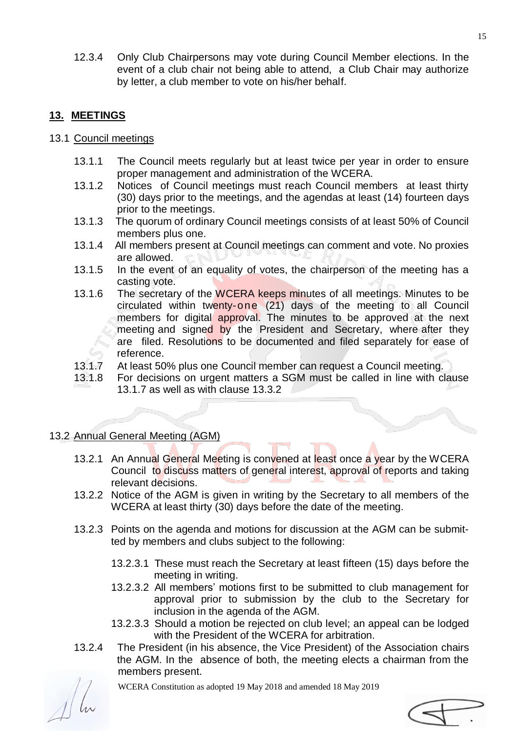12.3.4 Only Club Chairpersons may vote during Council Member elections. In the event of a club chair not being able to attend, a Club Chair may authorize by letter, a club member to vote on his/her behalf.

## 13. MEETINGS

### 13.1 Council meetings

13.1.1 The Council meets regularly but at least twice per year in order to ensure proper management and administration of the WCERA.

13.1.2 Notices of Council meetings must reach Council members at least thirty (30) days prior to the meetings, and the agendas at least (14) fourteen days prior to the meetings.

13.1.3 The quorum of ordinary Council meetings consists of at least 50% of Council members plus one.

13.1.4 All members present at Council meetings can comment and vote. No proxies are allowed.

13.1.5 In the event of an equality of votes, the chairperson of the meeting has a casting vote.

13.1.6 The secretary of the WCERA keeps minutes of all meetings. Minutes to be circulated within twenty-one (21) days of the meeting to all Council members for digital approval. The minutes to be approved at the next meeting and signed by the President and Secretary, where after they are filed. Resolutions to be documented and filed separately for ease of reference.

13.1.7 At least 50% plus one Council member can request a Council meeting.

13.1.8 For decisions on urgent matters a SGM must be called in line with clause 13.1.7 as well as with clause 13.3.2

### 13.2 Annual General Meeting (AGM)

13.2.1 An Annual General Meeting is convened at least once a year by the WCERA Council to discuss matters of general interest, approval of reports and taking relevant decisions.

13.2.2 Notice of the AGM is given in writing by the Secretary to all members of the WCERA at least thirty (30) days before the date of the meeting.

13.2.3 Points on the agenda and motions for discussion at the AGM can be submitted by members and clubs subject to the following:

13.2.3.1 These must reach the Secretary at least fifteen (15) days before the meeting in writing.

13.2.3.2 All members' motions first to be submitted to club management for approval prior to submission by the club to the Secretary for inclusion in the agenda of the AGM.

13.2.3.3 Should a motion be rejected on club level; an appeal can be lodged with the President of the WCERA for arbitration.

13.2.4 The President (in his absence, the Vice President) of the Association chairs the AGM. In the absence of both, the meeting elects a chairman from the members present.

WCERA Constitution as adopted 19 May 2018 and amended 18 May 2019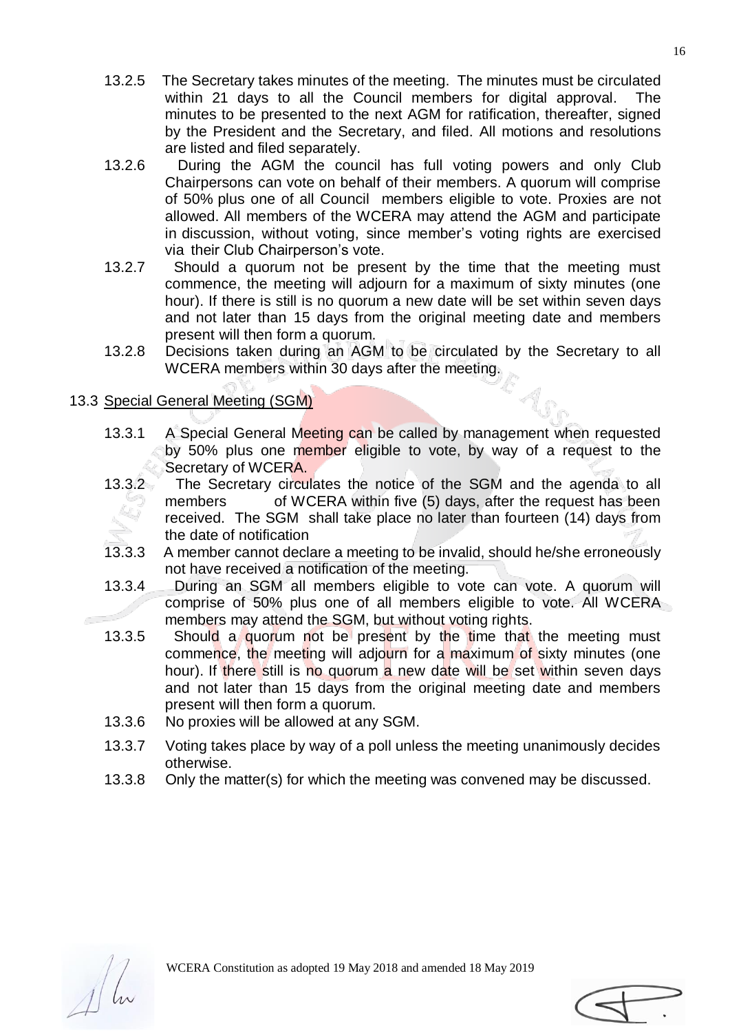13.2.5 The Secretary takes minutes of the meeting. The minutes must be circulated within 21 days to all the Council members for digital approval. The minutes to be presented to the next AGM for ratification, thereafter, signed by the President and the Secretary, and filed. All motions and resolutions are listed and filed separately.

13.2.6 During the AGM the council has full voting powers and only Club Chairpersons can vote on behalf of their members. A quorum will comprise of 50% plus one of all Council members eligible to vote. Proxies are not allowed. All members of the WCERA may attend the AGM and participate in discussion, without voting, since member's voting rights are exercised via their Club Chairperson's vote.

13.2.7 Should a quorum not be present by the time that the meeting must commence, the meeting will adjourn for a maximum of sixty minutes (one hour). If there is still is no quorum a new date will be set within seven days and not later than 15 days from the original meeting date and members present will then form a quorum.

13.2.8 Decisions taken during an AGM to be circulated by the Secretary to all WCERA members within 30 days after the meeting.

13.3 <u>Special General Meeting (SGM)</u>

13.3.1 A Special General Meeting can be called by management when requested by 50% plus one member eligible to vote, by way of a request to the Secretary of WCERA.

13.3.2 The Secretary circulates the notice of the SGM and the agenda to all members of WCERA within five (5) days, after the request has been received. The SGM shall take place no later than fourteen (14) days from the date of notification

13.3.3 A member cannot declare a meeting to be invalid, should he/she erroneously not have received a notification of the meeting.

13.3.4 During an SGM all members eligible to vote can vote. A quorum will comprise of 50% plus one of all members eligible to vote. All WCERA members may attend the SGM, but without voting rights.

13.3.5 Should a quorum not be present by the time that the meeting must commence, the meeting will adjourn for a maximum of sixty minutes (one hour). If there still is no quorum a new date will be set within seven days and not later than 15 days from the original meeting date and members present will then form a quorum.

13.3.6 No proxies will be allowed at any SGM.

13.3.7 Voting takes place by way of a poll unless the meeting unanimously decides otherwise.

13.3.8 Only the matter(s) for which the meeting was convened may be discussed.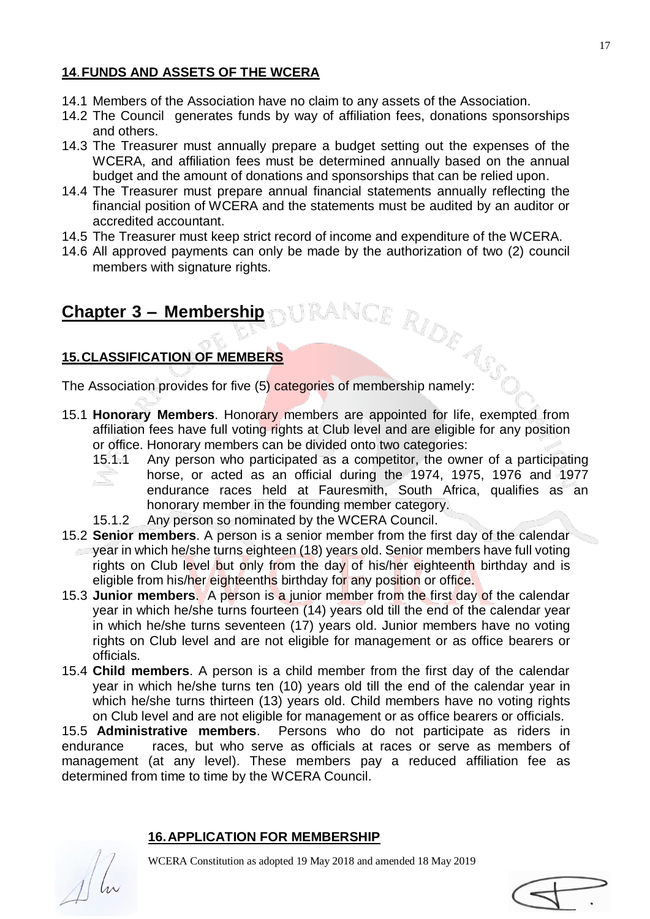## 14. FUNDS AND ASSETS OF THE WCERA

14.1 Members of the Association have no claim to any assets of the Association.

14.2 The Council generates funds by way of affiliation fees, donations sponsorships and others.

14.3 The Treasurer must annually prepare a budget setting out the expenses of the WCERA, and affiliation fees must be determined annually based on the annual budget and the amount of donations and sponsorships that can be relied upon.

14.4 The Treasurer must prepare annual financial statements annually reflecting the financial position of WCERA and the statements must be audited by an auditor or accredited accountant.

14.5 The Treasurer must keep strict record of income and expenditure of the WCERA.

14.6 All approved payments can only be made by the authorization of two (2) council members with signature rights.

# Chapter 3 – Membership

## 15. CLASSIFICATION OF MEMBERS

The Association provides for five (5) categories of membership namely:

15.1 **Honorary Members**. Honorary members are appointed for life, exempted from affiliation fees have full voting rights at Club level and are eligible for any position or office. Honorary members can be divided onto two categories:

15.1.1 Any person who participated as a competitor, the owner of a participating horse, or acted as an official during the 1974, 1975, 1976 and 1977 endurance races held at Fauresmith, South Africa, qualifies as an honorary member in the founding member category.

15.1.2 Any person so nominated by the WCERA Council.

15.2 **Senior members**. A person is a senior member from the first day of the calendar year in which he/she turns eighteen (18) years old. Senior members have full voting rights on Club level but only from the day of his/her eighteenth birthday and is eligible from his/her eighteenths birthday for any position or office.

15.3 **Junior members**. A person is a junior member from the first day of the calendar year in which he/she turns fourteen (14) years old till the end of the calendar year in which he/she turns seventeen (17) years old. Junior members have no voting rights on Club level and are not eligible for management or as office bearers or officials.

15.4 **Child members**. A person is a child member from the first day of the calendar year in which he/she turns ten (10) years old till the end of the calendar year in which he/she turns thirteen (13) years old. Child members have no voting rights on Club level and are not eligible for management or as office bearers or officials.

15.5 **Administrative members**. Persons who do not participate as riders in endurance races, but who serve as officials at races or serve as members of management (at any level). These members pay a reduced affiliation fee as determined from time to time by the WCERA Council.

## 16. APPLICATION FOR MEMBERSHIP

WCERA Constitution as adopted 19 May 2018 and amended 18 May 2019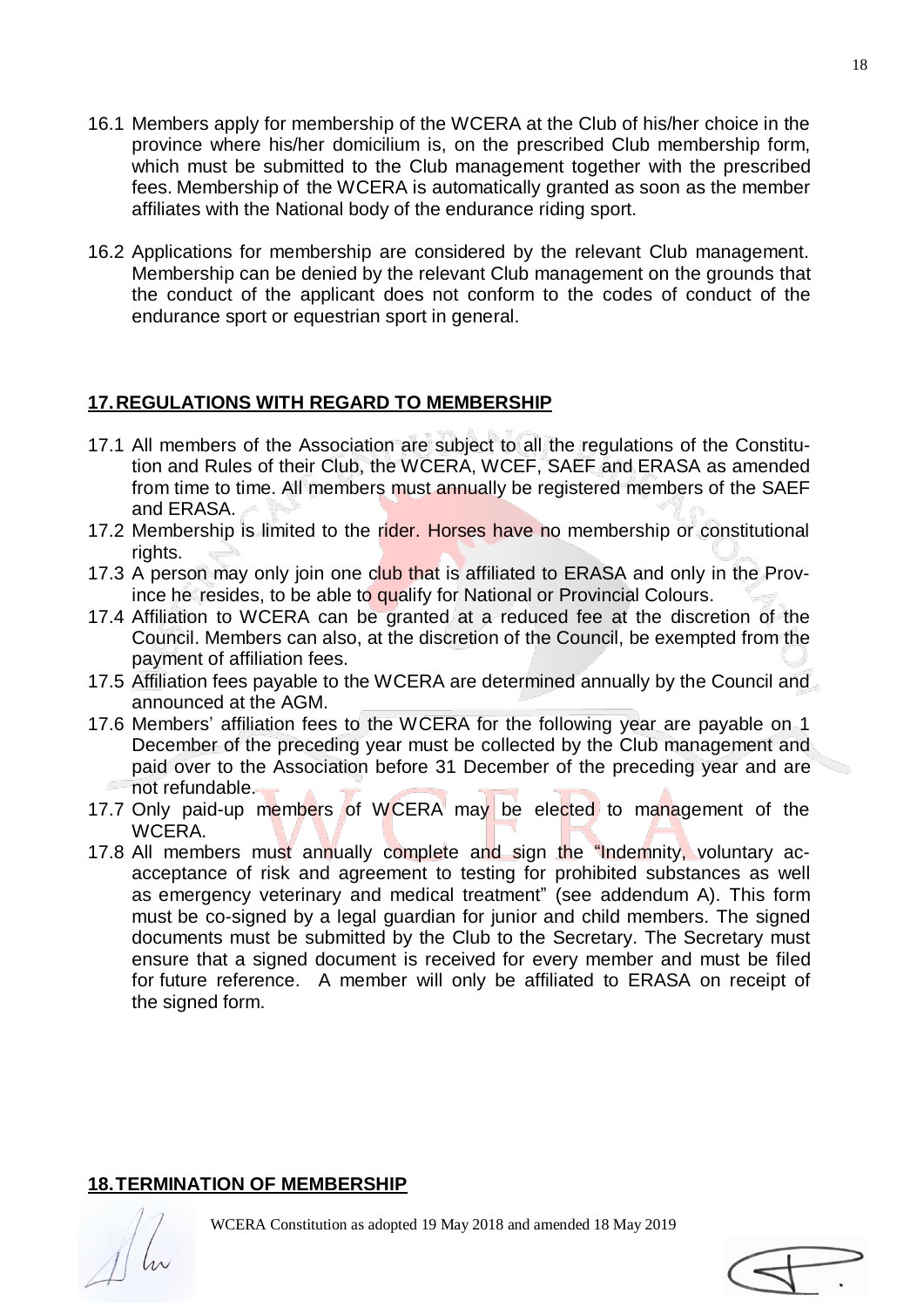16.1 Members apply for membership of the WCERA at the Club of his/her choice in the province where his/her domicilium is, on the prescribed Club membership form, which must be submitted to the Club management together with the prescribed fees. Membership of the WCERA is automatically granted as soon as the member affiliates with the National body of the endurance riding sport.

16.2 Applications for membership are considered by the relevant Club management. Membership can be denied by the relevant Club management on the grounds that the conduct of the applicant does not conform to the codes of conduct of the endurance sport or equestrian sport in general.

## **17. REGULATIONS WITH REGARD TO MEMBERSHIP**

17.1 All members of the Association are subject to all the regulations of the Constitution and Rules of their Club, the WCERA, WCEF, SAEF and ERASA as amended from time to time. All members must annually be registered members of the SAEF and ERASA.

17.2 Membership is limited to the rider. Horses have no membership or constitutional rights.

17.3 A person may only join one club that is affiliated to ERASA and only in the Province he resides, to be able to qualify for National or Provincial Colours.

17.4 Affiliation to WCERA can be granted at a reduced fee at the discretion of the Council. Members can also, at the discretion of the Council, be exempted from the payment of affiliation fees.

17.5 Affiliation fees payable to the WCERA are determined annually by the Council and announced at the AGM.

17.6 Members' affiliation fees to the WCERA for the following year are payable on 1 December of the preceding year must be collected by the Club management and paid over to the Association before 31 December of the preceding year and are not refundable.

17.7 Only paid-up members of WCERA may be elected to management of the WCERA.

17.8 All members must annually complete and sign the "Indemnity, voluntary acacceptance of risk and agreement to testing for prohibited substances as well as emergency veterinary and medical treatment" (see addendum A). This form must be co-signed by a legal guardian for junior and child members. The signed documents must be submitted by the Club to the Secretary. The Secretary must ensure that a signed document is received for every member and must be filed for future reference. A member will only be affiliated to ERASA on receipt of the signed form.

## **18. TERMINATION OF MEMBERSHIP**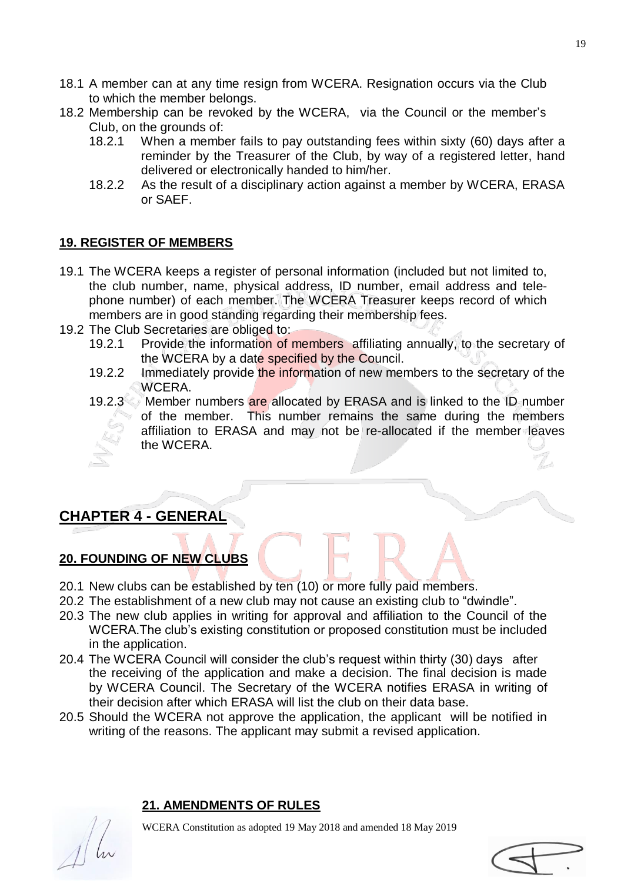18.1 A member can at any time resign from WCERA. Resignation occurs via the Club to which the member belongs.

18.2 Membership can be revoked by the WCERA, via the Council or the member's Club, on the grounds of:

- 18.2.1 When a member fails to pay outstanding fees within sixty (60) days after a reminder by the Treasurer of the Club, by way of a registered letter, hand delivered or electronically handed to him/her.
- 18.2.2 As the result of a disciplinary action against a member by WCERA, ERASA or SAEF.

## 19. REGISTER OF MEMBERS

19.1 The WCERA keeps a register of personal information (included but not limited to, the club number, name, physical address, ID number, email address and telephone number) of each member. The WCERA Treasurer keeps record of which members are in good standing regarding their membership fees.

19.2 The Club Secretaries are obliged to:

- 19.2.1 Provide the information of members affiliating annually, to the secretary of the WCERA by a date specified by the Council.
- 19.2.2 Immediately provide the information of new members to the secretary of the WCERA.
- 19.2.3 Member numbers are allocated by ERASA and is linked to the ID number of the member. This number remains the same during the members affiliation to ERASA and may not be re-allocated if the member leaves the WCERA.

# CHAPTER 4 - GENERAL

## 20. FOUNDING OF NEW CLUBS

20.1 New clubs can be established by ten (10) or more fully paid members.

20.2 The establishment of a new club may not cause an existing club to "dwindle".

20.3 The new club applies in writing for approval and affiliation to the Council of the WCERA.The club's existing constitution or proposed constitution must be included in the application.

20.4 The WCERA Council will consider the club's request within thirty (30) days after the receiving of the application and make a decision. The final decision is made by WCERA Council. The Secretary of the WCERA notifies ERASA in writing of their decision after which ERASA will list the club on their data base.

20.5 Should the WCERA not approve the application, the applicant will be notified in writing of the reasons. The applicant may submit a revised application.

## 21. AMENDMENTS OF RULES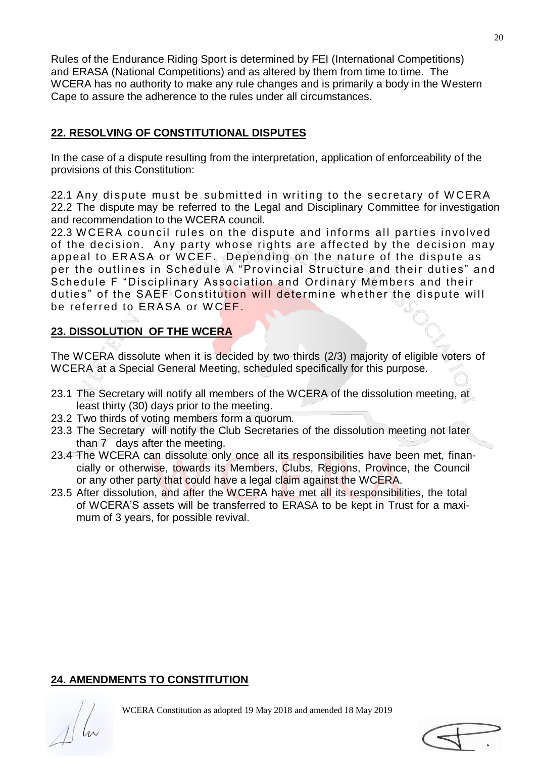Rules of the Endurance Riding Sport is determined by FEI (International Competitions) and ERASA (National Competitions) and as altered by them from time to time. The WCERA has no authority to make any rule changes and is primarily a body in the Western Cape to assure the adherence to the rules under all circumstances.

## 22. RESOLVING OF CONSTITUTIONAL DISPUTES

In the case of a dispute resulting from the interpretation, application of enforceability of the provisions of this Constitution:

22.1 Any dispute must be submitted in writing to the secretary of WCERA
22.2 The dispute may be referred to the Legal and Disciplinary Committee for investigation and recommendation to the WCERA council.
22.3 WCERA council rules on the dispute and informs all parties involved of the decision. Any party whose rights are affected by the decision may appeal to ERASA or WCEF. Depending on the nature of the dispute as per the outlines in Schedule A "Provincial Structure and their duties" and Schedule F "Disciplinary Association and Ordinary Members and their duties" of the SAEF Constitution will determine whether the dispute will be referred to ERASA or WCEF.

## 23. DISSOLUTION OF THE WCERA

The WCERA dissolute when it is decided by two thirds (2/3) majority of eligible voters of WCERA at a Special General Meeting, scheduled specifically for this purpose.

23.1 The Secretary will notify all members of the WCERA of the dissolution meeting, at least thirty (30) days prior to the meeting.
23.2 Two thirds of voting members form a quorum.
23.3 The Secretary will notify the Club Secretaries of the dissolution meeting not later than 7 days after the meeting.
23.4 The WCERA can dissolute only once all its responsibilities have been met, financially or otherwise, towards its Members, Clubs, Regions, Province, the Council or any other party that could have a legal claim against the WCERA.
23.5 After dissolution, and after the WCERA have met all its responsibilities, the total of WCERA'S assets will be transferred to ERASA to be kept in Trust for a maximum of 3 years, for possible revival.

## 24. AMENDMENTS TO CONSTITUTION

WCERA Constitution as adopted 19 May 2018 and amended 18 May 2019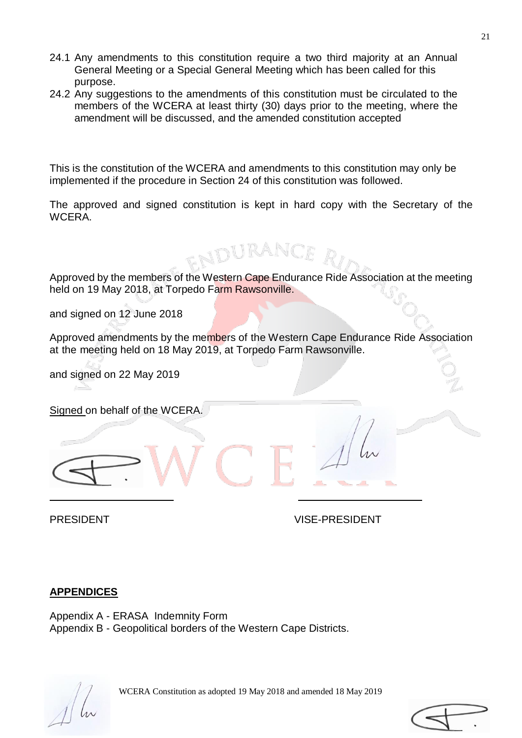24.1 Any amendments to this constitution require a two third majority at an Annual General Meeting or a Special General Meeting which has been called for this purpose.

24.2 Any suggestions to the amendments of this constitution must be circulated to the members of the WCERA at least thirty (30) days prior to the meeting, where the amendment will be discussed, and the amended constitution accepted

This is the constitution of the WCERA and amendments to this constitution may only be implemented if the procedure in Section 24 of this constitution was followed.

The approved and signed constitution is kept in hard copy with the Secretary of the WCERA.

Approved by the members of the Western Cape Endurance Ride Association at the meeting held on 19 May 2018, at Torpedo Farm Rawsonville.

and signed on 12 June 2018

Approved amendments by the members of the Western Cape Endurance Ride Association at the meeting held on 18 May 2019, at Torpedo Farm Rawsonville.

and signed on 22 May 2019

Signed on behalf of the WCERA.

PRESIDENT VISE-PRESIDENT

**APPENDICES**

Appendix A - ERASA Indemnity Form
Appendix B - Geopolitical borders of the Western Cape Districts.